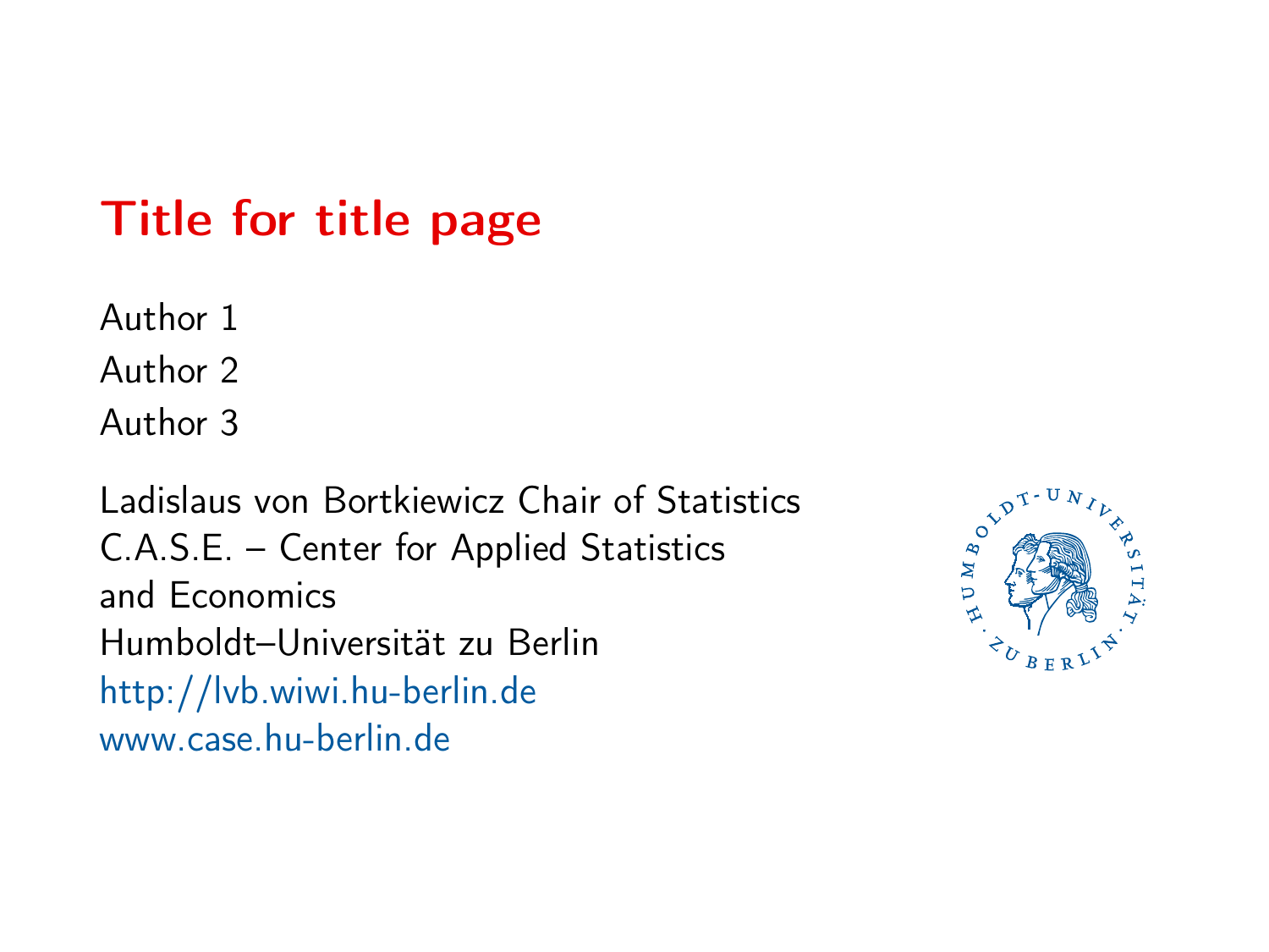# Title for title page

Author 1
Author 2
Author 3

Ladislaus von Bortkiewicz Chair of Statistics
C.A.S.E. – Center for Applied Statistics
and Economics
Humboldt–Universität zu Berlin
http://lvb.wiwi.hu-berlin.de
www.case.hu-berlin.de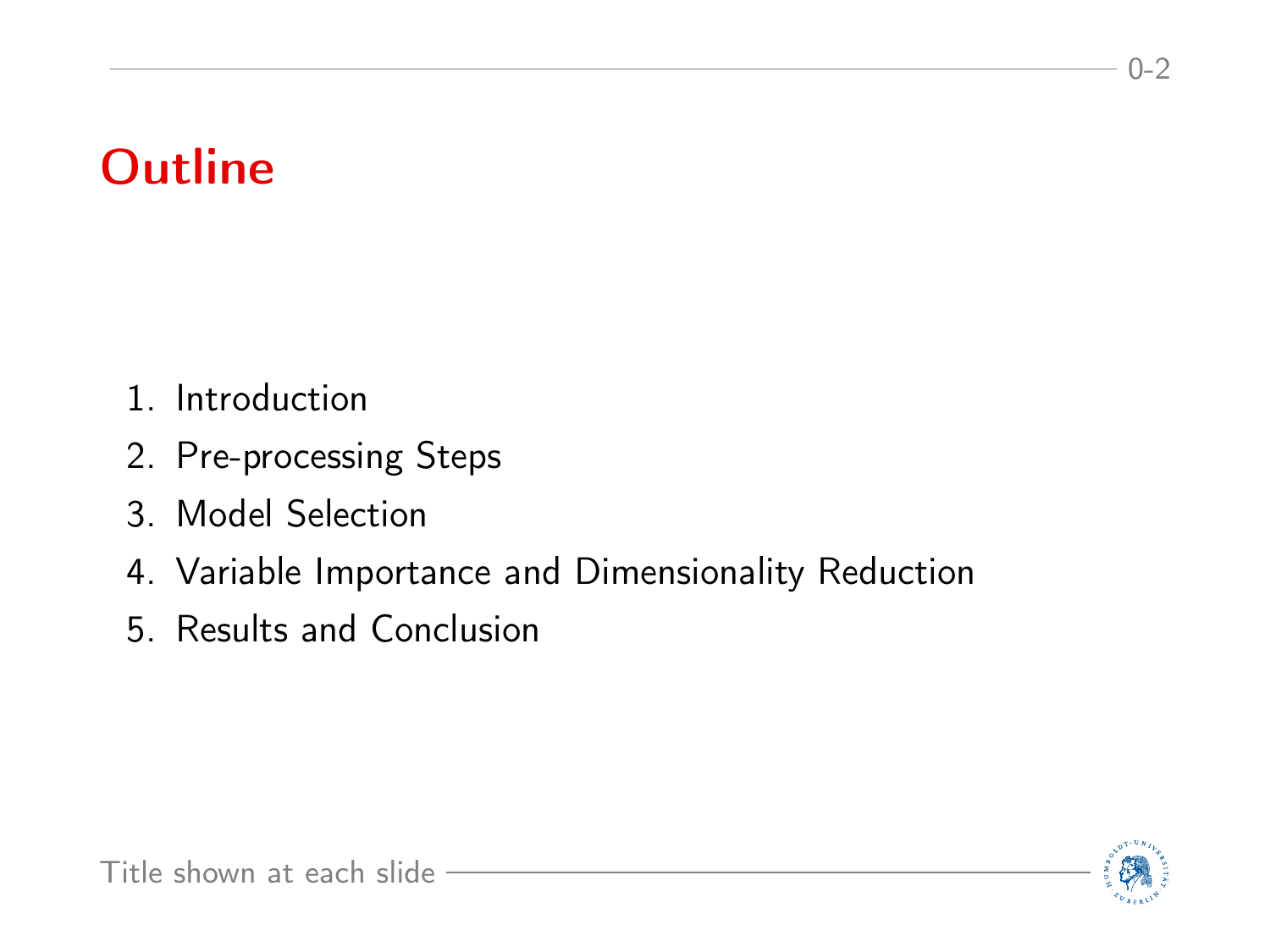# Outline

1. Introduction
2. Pre-processing Steps
3. Model Selection
4. Variable Importance and Dimensionality Reduction
5. Results and Conclusion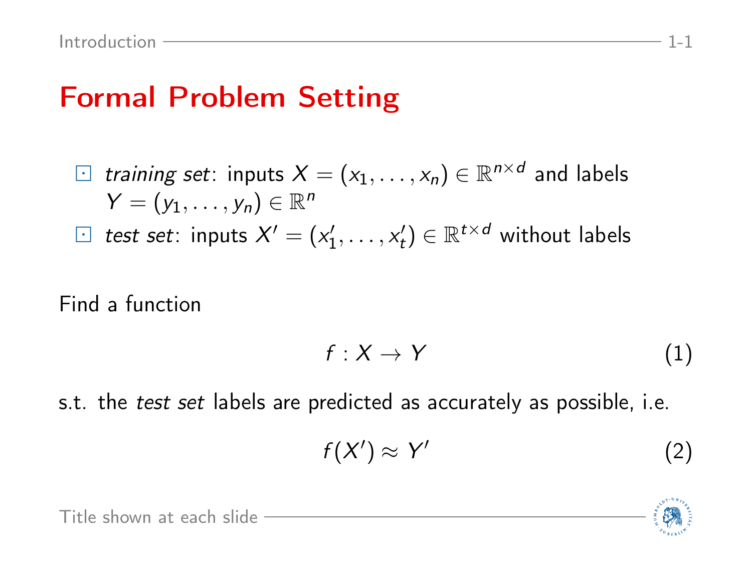# Formal Problem Setting

- *training set*: inputs $X = (x_1, \ldots, x_n) \in \mathbb{R}^{n \times d}$ and labels $Y = (y_1, \ldots, y_n) \in \mathbb{R}^n$
- *test set*: inputs $X' = (x_1', \ldots, x_t') \in \mathbb{R}^{t \times d}$ without labels

Find a function

$$f : X \to Y \tag{1}$$

s.t. the *test set* labels are predicted as accurately as possible, i.e.

$$f(X') \approx Y' \tag{2}$$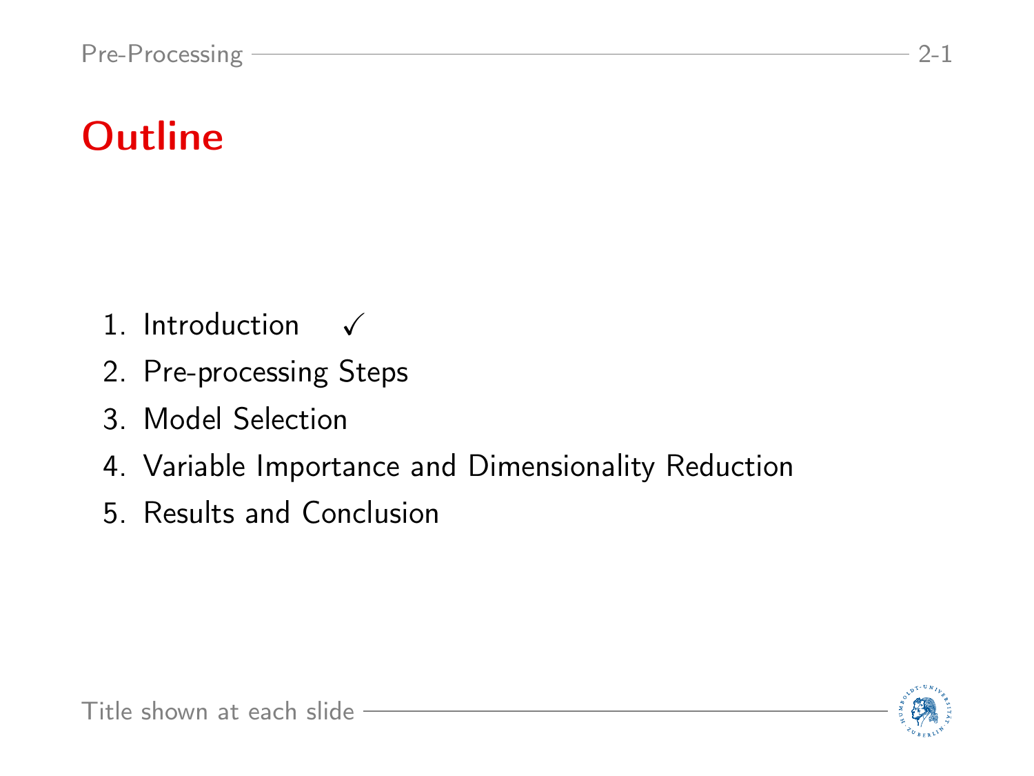# Outline

1. Introduction ✓
2. Pre-processing Steps
3. Model Selection
4. Variable Importance and Dimensionality Reduction
5. Results and Conclusion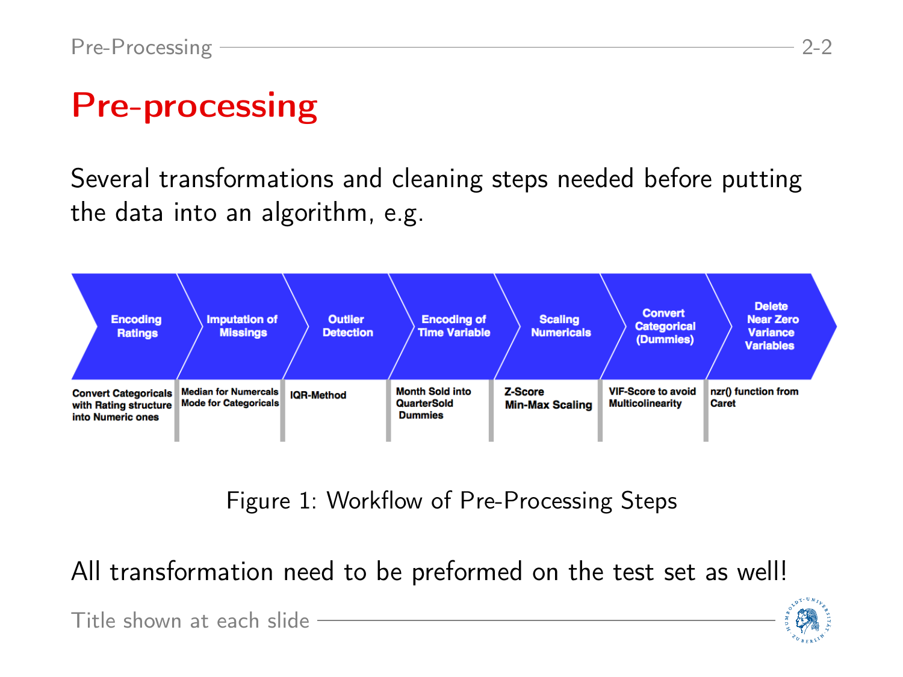# Pre-processing

Several transformations and cleaning steps needed before putting the data into an algorithm, e.g.

| Encoding Ratings | Imputation of Missings | Outlier Detection | Encoding of Time Variable | Scaling Numericals | Convert Categorical (Dummies) | Delete Near Zero Variance Variables |
| --- | --- | --- | --- | --- | --- | --- |
| Convert Categoricals with Rating structure into Numeric ones | Median for Numercals Mode for Categoricals | IQR-Method | Month Sold into QuarterSold Dummies | Z-Score Min-Max Scaling | VIF-Score to avoid Multicolinearity | nzr() function from Caret |

Figure 1: Workflow of Pre-Processing Steps

All transformation need to be preformed on the test set as well!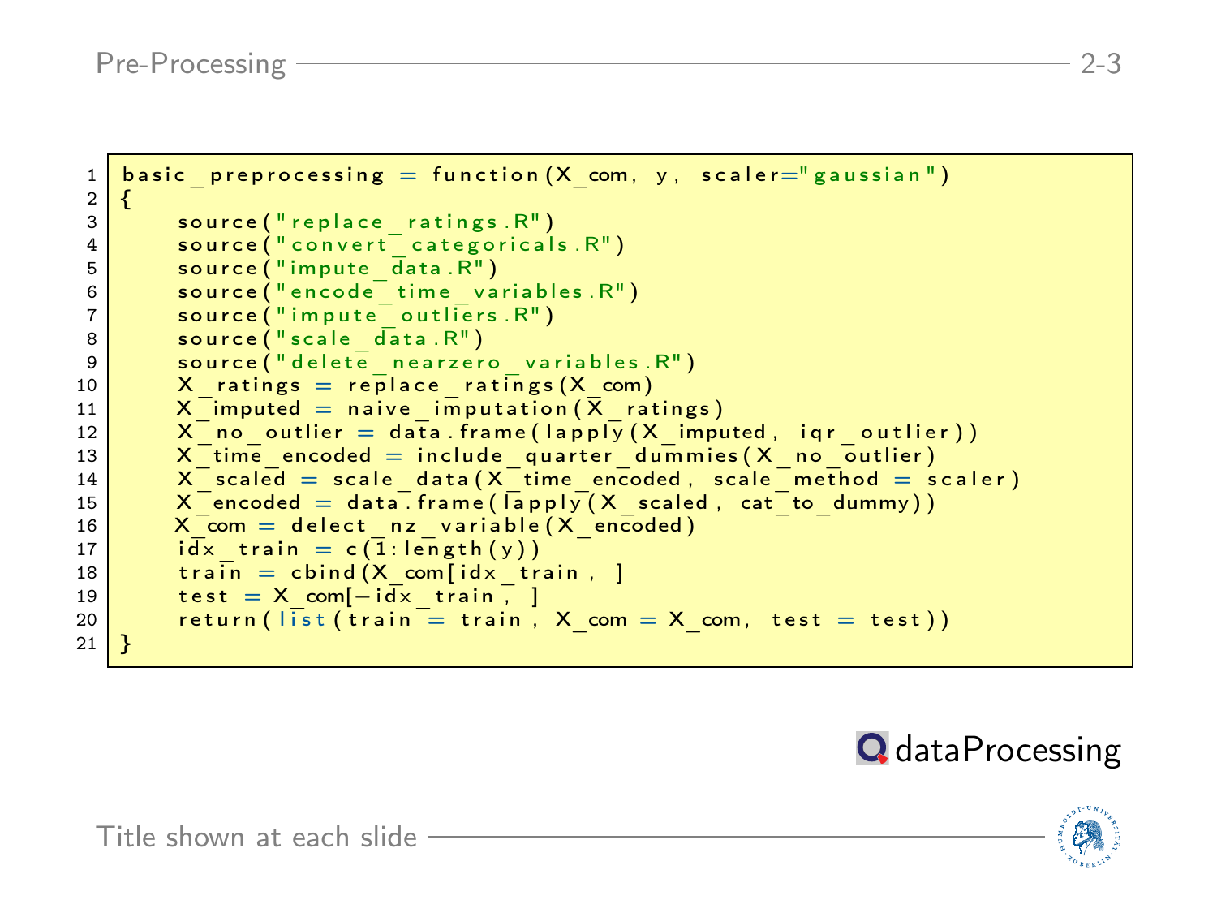```
basic_preprocessing = function(X_com, y, scaler="gaussian")
{
    source("replace_ratings.R")
    source("convert_categoricals.R")
    source("impute_data.R")
    source("encode_time_variables.R")
    source("impute_outliers.R")
    source("scale_data.R")
    source("delete_nearzero_variables.R")
    X_ratings = replace_ratings(X_com)
    X_imputed = naive_imputation(X_ratings)
    X_no_outlier = data.frame(lapply(X_imputed, iqr_outlier))
    X_time_encoded = include_quarter_dummies(X_no_outlier)
    X_scaled = scale_data(X_time_encoded, scale_method = scaler)
    X_encoded = data.frame(lapply(X_scaled, cat_to_dummy))
    X_com = delect_nz_variable(X_encoded)
    idx_train = c(1:length(y))
    train = cbind(X_com[idx_train, ]
    test = X_com[-idx_train, ]
    return(list(train = train, X_com = X_com, test = test))
}
```

dataProcessing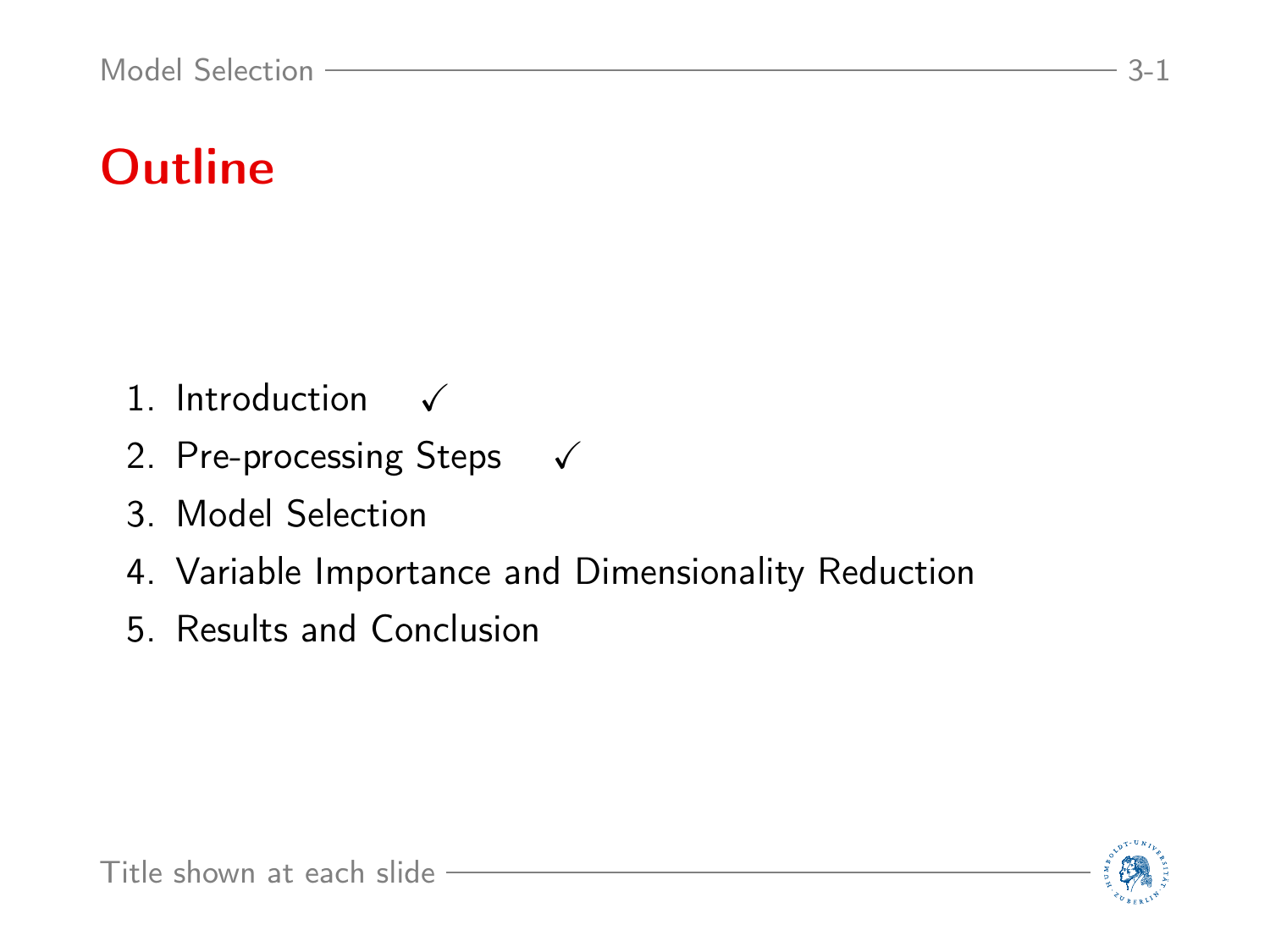# Outline

1. Introduction ✓
2. Pre-processing Steps ✓
3. Model Selection
4. Variable Importance and Dimensionality Reduction
5. Results and Conclusion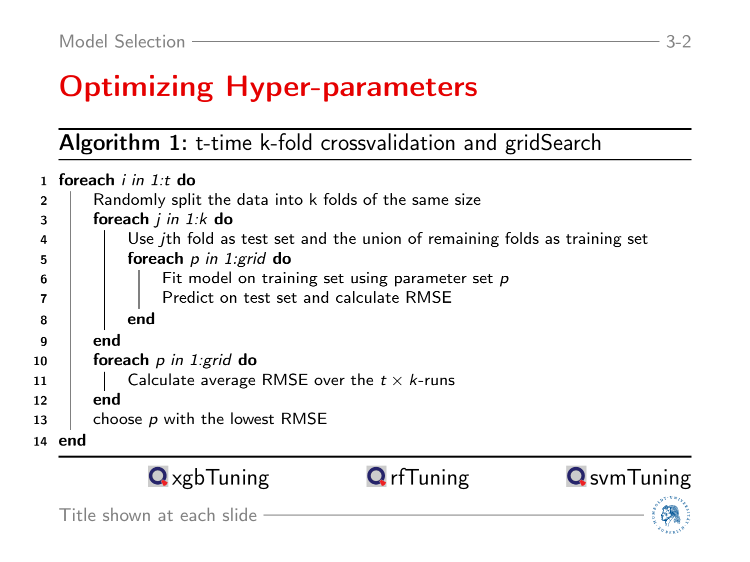# Optimizing Hyper-parameters

**Algorithm 1:** t-time k-fold crossvalidation and gridSearch

```
1  foreach i in 1:t do
2  |   Randomly split the data into k folds of the same size
3  |   foreach j in 1:k do
4  |   |   Use jth fold as test set and the union of remaining folds as training set
5  |   |   foreach p in 1:grid do
6  |   |   |   Fit model on training set using parameter set p
7  |   |   |   Predict on test set and calculate RMSE
8  |   |   end
9  |   end
10 |   foreach p in 1:grid do
11 |   |   Calculate average RMSE over the t × k-runs
12 |   end
13 |   choose p with the lowest RMSE
14 end
```

xgbTuning  rfTuning  svmTuning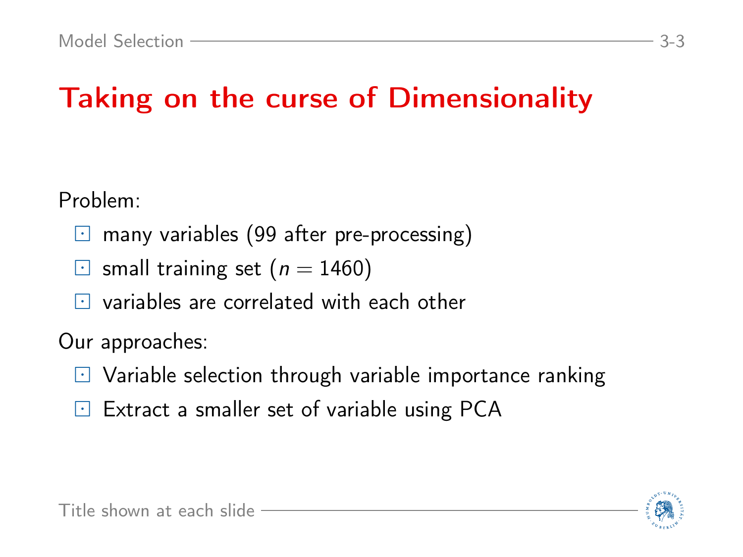# Taking on the curse of Dimensionality

Problem:

- many variables (99 after pre-processing)
- small training set ($n = 1460$)
- variables are correlated with each other

Our approaches:

- Variable selection through variable importance ranking
- Extract a smaller set of variable using PCA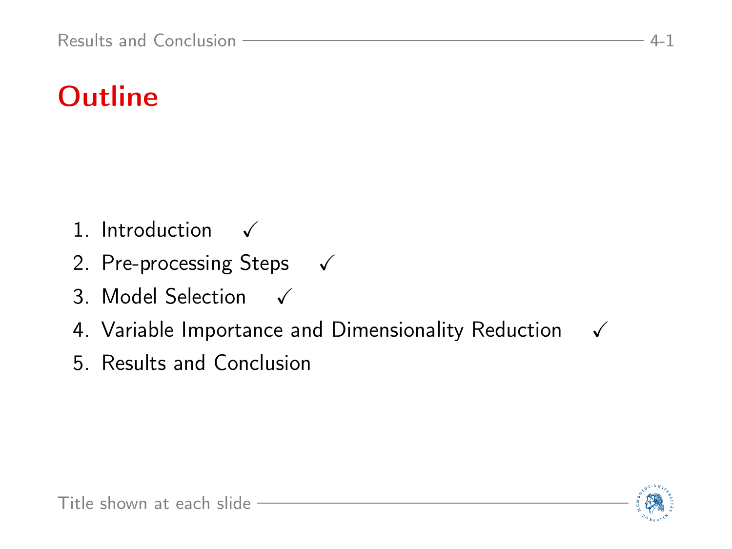# Outline

1. Introduction ✓
2. Pre-processing Steps ✓
3. Model Selection ✓
4. Variable Importance and Dimensionality Reduction ✓
5. Results and Conclusion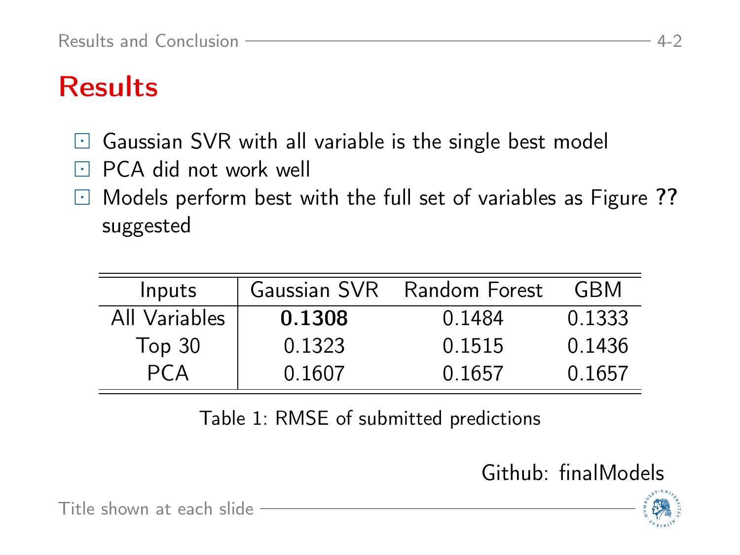# Results

- Gaussian SVR with all variable is the single best model
- PCA did not work well
- Models perform best with the full set of variables as Figure **??** suggested

| Inputs | Gaussian SVR | Random Forest | GBM |
|---|---|---|---|
| All Variables | **0.1308** | 0.1484 | 0.1333 |
| Top 30 | 0.1323 | 0.1515 | 0.1436 |
| PCA | 0.1607 | 0.1657 | 0.1657 |

Table 1: RMSE of submitted predictions

Github: finalModels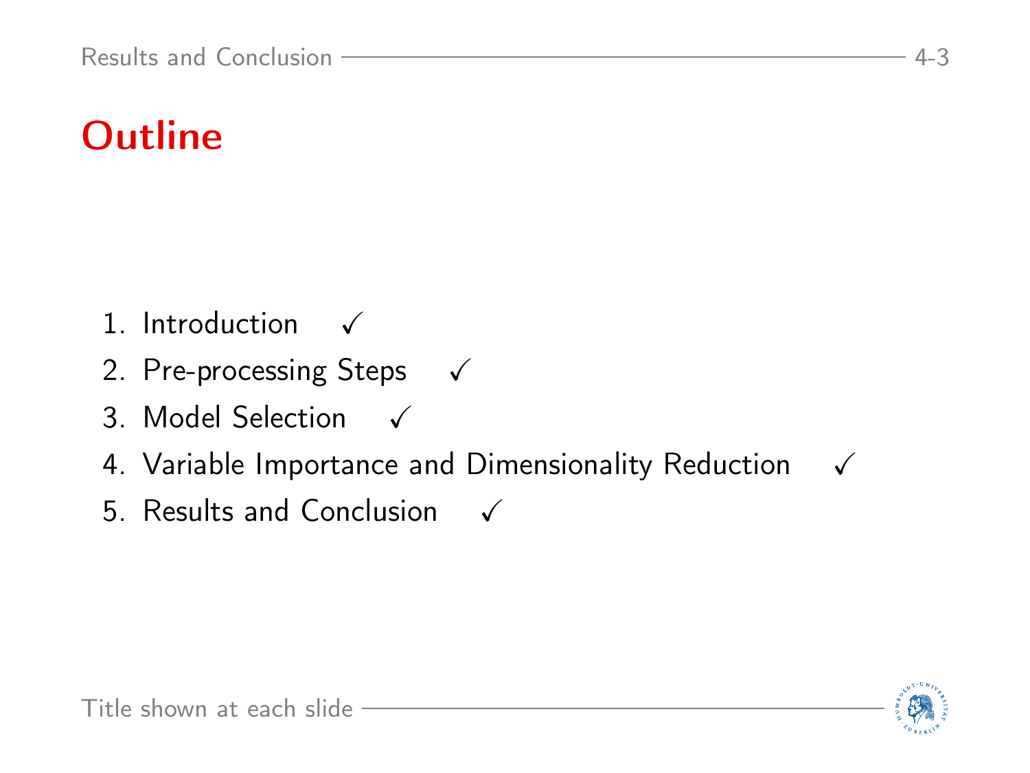# Outline

1. Introduction ✓
2. Pre-processing Steps ✓
3. Model Selection ✓
4. Variable Importance and Dimensionality Reduction ✓
5. Results and Conclusion ✓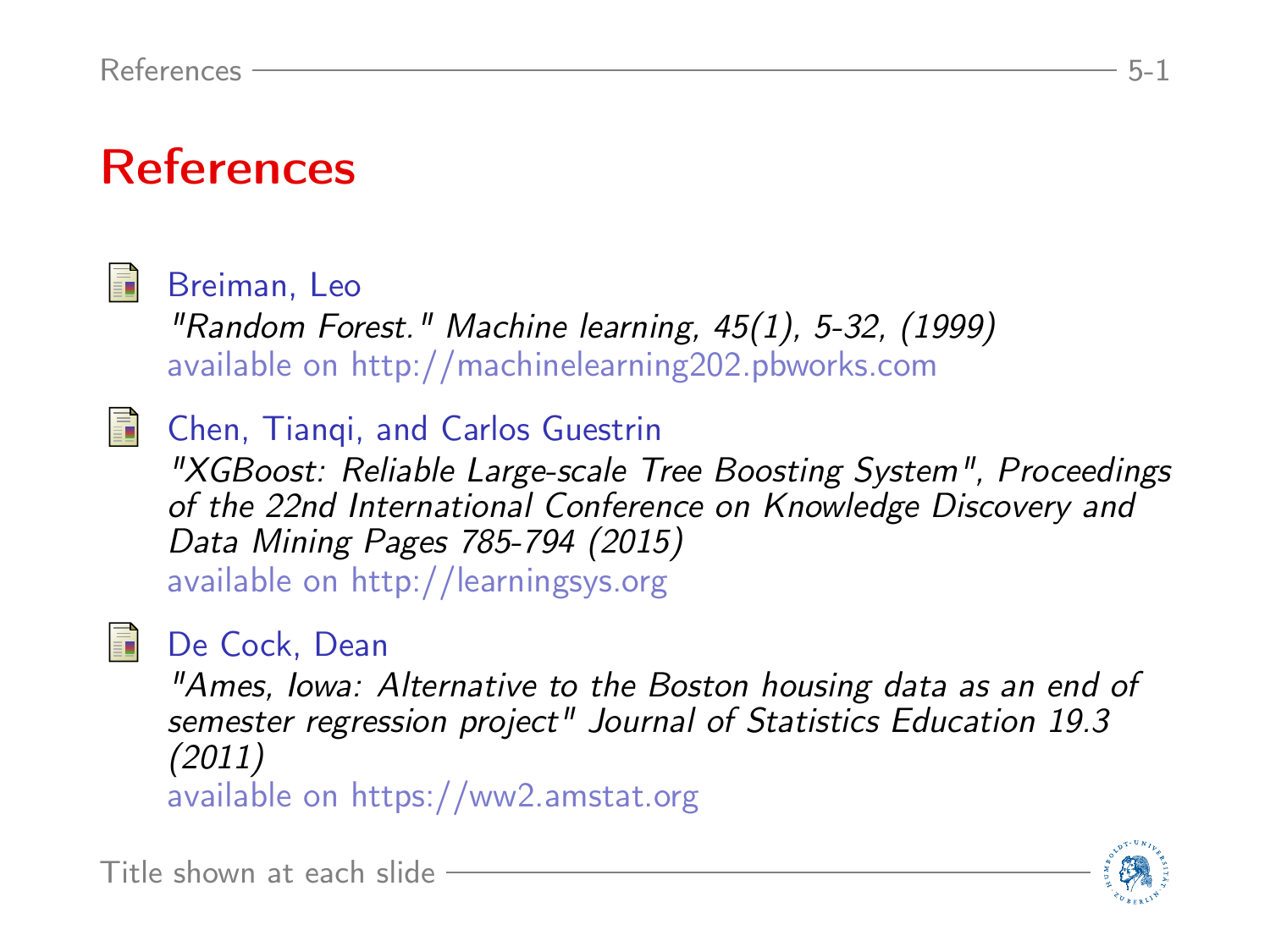# References

Breiman, Leo
*"Random Forest." Machine learning, 45(1), 5-32, (1999)*
available on http://machinelearning202.pbworks.com

Chen, Tianqi, and Carlos Guestrin
*"XGBoost: Reliable Large-scale Tree Boosting System", Proceedings of the 22nd International Conference on Knowledge Discovery and Data Mining Pages 785-794 (2015)*
available on http://learningsys.org

De Cock, Dean
*"Ames, Iowa: Alternative to the Boston housing data as an end of semester regression project" Journal of Statistics Education 19.3 (2011)*
available on https://ww2.amstat.org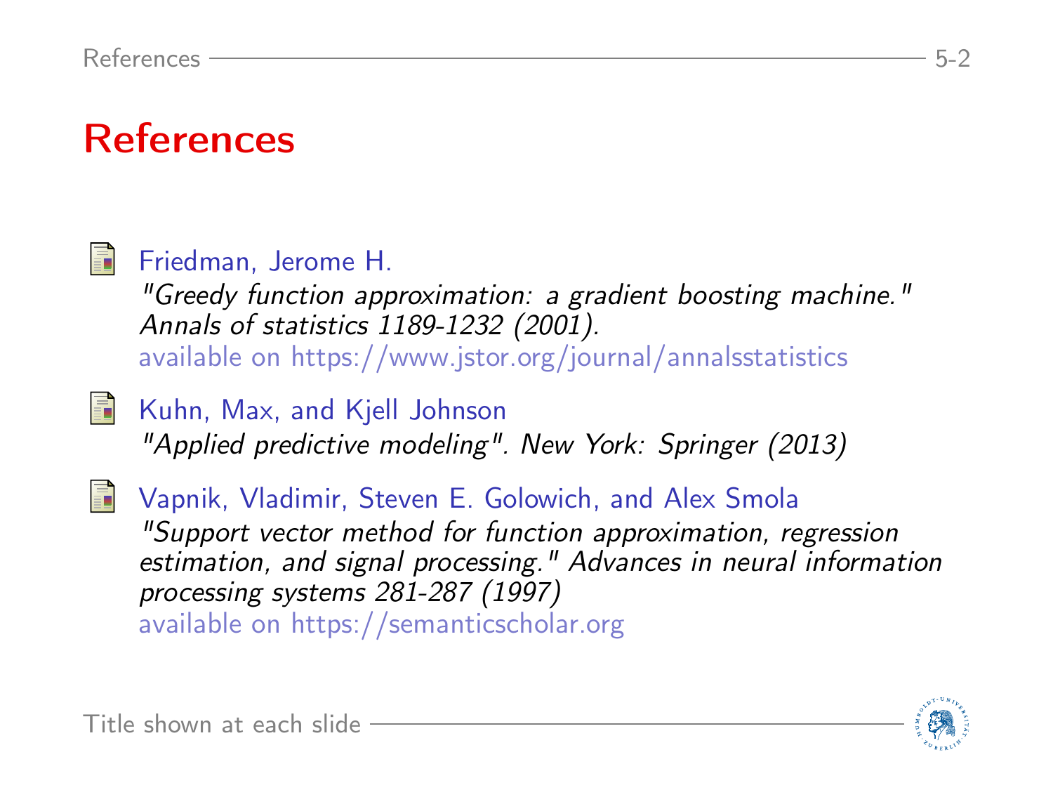# References

- Friedman, Jerome H.
  *"Greedy function approximation: a gradient boosting machine." Annals of statistics 1189-1232 (2001).*
  available on https://www.jstor.org/journal/annalsstatistics

- Kuhn, Max, and Kjell Johnson
  *"Applied predictive modeling". New York: Springer (2013)*

- Vapnik, Vladimir, Steven E. Golowich, and Alex Smola
  *"Support vector method for function approximation, regression estimation, and signal processing." Advances in neural information processing systems 281-287 (1997)*
  available on https://semanticscholar.org